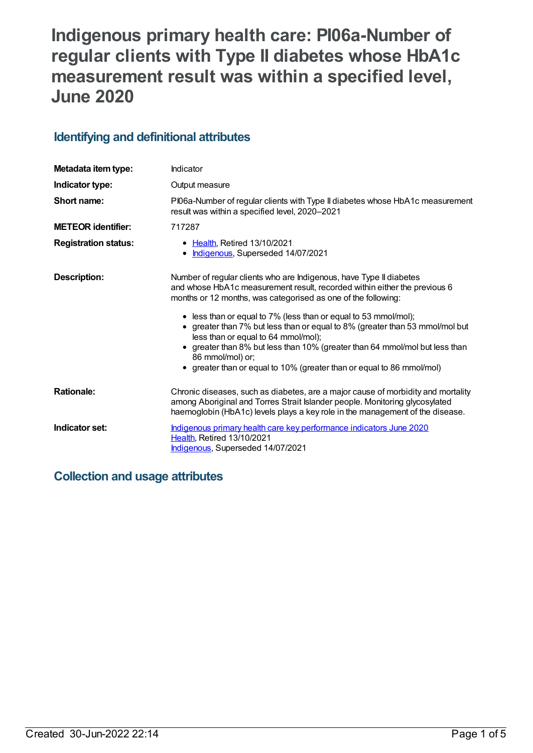# Indigenous primary health care: PI06a-Number of regular clients with Type II diabetes whose HbA1c measurement result was within a specified level, June 2020

## Identifying and definitional attributes

| | |
|---|---|
| **Metadata item type:** | Indicator |
| **Indicator type:** | Output measure |
| **Short name:** | PI06a-Number of regular clients with Type II diabetes whose HbA1c measurement result was within a specified level, 2020–2021 |
| **METEOR identifier:** | 717287 |
| **Registration status:** | • Health, Retired 13/10/2021<br>• Indigenous, Superseded 14/07/2021 |
| **Description:** | Number of regular clients who are Indigenous, have Type II diabetes and whose HbA1c measurement result, recorded within either the previous 6 months or 12 months, was categorised as one of the following:<br>• less than or equal to 7% (less than or equal to 53 mmol/mol);<br>• greater than 7% but less than or equal to 8% (greater than 53 mmol/mol but less than or equal to 64 mmol/mol);<br>• greater than 8% but less than 10% (greater than 64 mmol/mol but less than 86 mmol/mol) or;<br>• greater than or equal to 10% (greater than or equal to 86 mmol/mol) |
| **Rationale:** | Chronic diseases, such as diabetes, are a major cause of morbidity and mortality among Aboriginal and Torres Strait Islander people. Monitoring glycosylated haemoglobin (HbA1c) levels plays a key role in the management of the disease. |
| **Indicator set:** | Indigenous primary health care key performance indicators June 2020<br>Health, Retired 13/10/2021<br>Indigenous, Superseded 14/07/2021 |

## Collection and usage attributes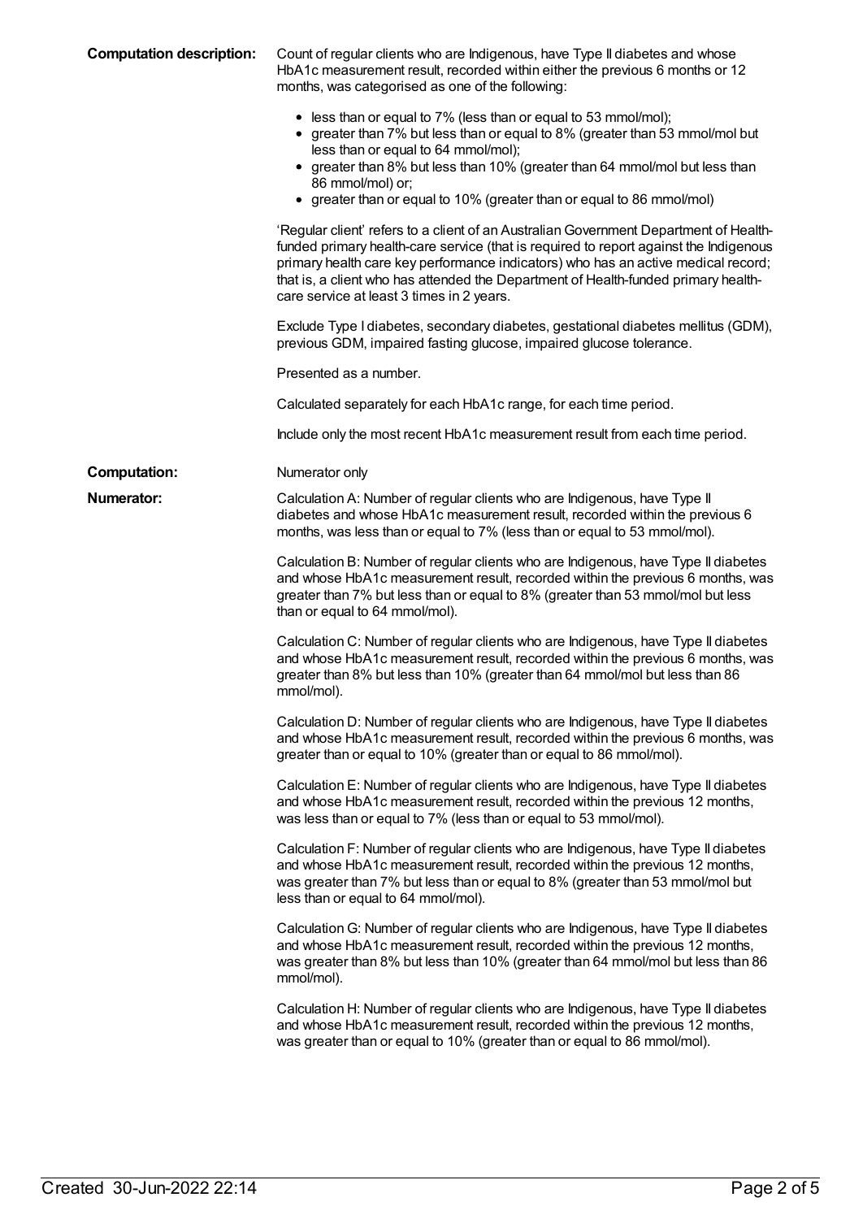**Computation description:** Count of regular clients who are Indigenous, have Type II diabetes and whose HbA1c measurement result, recorded within either the previous 6 months or 12 months, was categorised as one of the following:

- less than or equal to 7% (less than or equal to 53 mmol/mol);
- greater than 7% but less than or equal to 8% (greater than 53 mmol/mol but less than or equal to 64 mmol/mol);
- greater than 8% but less than 10% (greater than 64 mmol/mol but less than 86 mmol/mol) or;
- greater than or equal to 10% (greater than or equal to 86 mmol/mol)

'Regular client' refers to a client of an Australian Government Department of Health-funded primary health-care service (that is required to report against the Indigenous primary health care key performance indicators) who has an active medical record; that is, a client who has attended the Department of Health-funded primary health-care service at least 3 times in 2 years.

Exclude Type I diabetes, secondary diabetes, gestational diabetes mellitus (GDM), previous GDM, impaired fasting glucose, impaired glucose tolerance.

Presented as a number.

Calculated separately for each HbA1c range, for each time period.

Include only the most recent HbA1c measurement result from each time period.

**Computation:** Numerator only

**Numerator:** Calculation A: Number of regular clients who are Indigenous, have Type II diabetes and whose HbA1c measurement result, recorded within the previous 6 months, was less than or equal to 7% (less than or equal to 53 mmol/mol).

Calculation B: Number of regular clients who are Indigenous, have Type II diabetes and whose HbA1c measurement result, recorded within the previous 6 months, was greater than 7% but less than or equal to 8% (greater than 53 mmol/mol but less than or equal to 64 mmol/mol).

Calculation C: Number of regular clients who are Indigenous, have Type II diabetes and whose HbA1c measurement result, recorded within the previous 6 months, was greater than 8% but less than 10% (greater than 64 mmol/mol but less than 86 mmol/mol).

Calculation D: Number of regular clients who are Indigenous, have Type II diabetes and whose HbA1c measurement result, recorded within the previous 6 months, was greater than or equal to 10% (greater than or equal to 86 mmol/mol).

Calculation E: Number of regular clients who are Indigenous, have Type II diabetes and whose HbA1c measurement result, recorded within the previous 12 months, was less than or equal to 7% (less than or equal to 53 mmol/mol).

Calculation F: Number of regular clients who are Indigenous, have Type II diabetes and whose HbA1c measurement result, recorded within the previous 12 months, was greater than 7% but less than or equal to 8% (greater than 53 mmol/mol but less than or equal to 64 mmol/mol).

Calculation G: Number of regular clients who are Indigenous, have Type II diabetes and whose HbA1c measurement result, recorded within the previous 12 months, was greater than 8% but less than 10% (greater than 64 mmol/mol but less than 86 mmol/mol).

Calculation H: Number of regular clients who are Indigenous, have Type II diabetes and whose HbA1c measurement result, recorded within the previous 12 months, was greater than or equal to 10% (greater than or equal to 86 mmol/mol).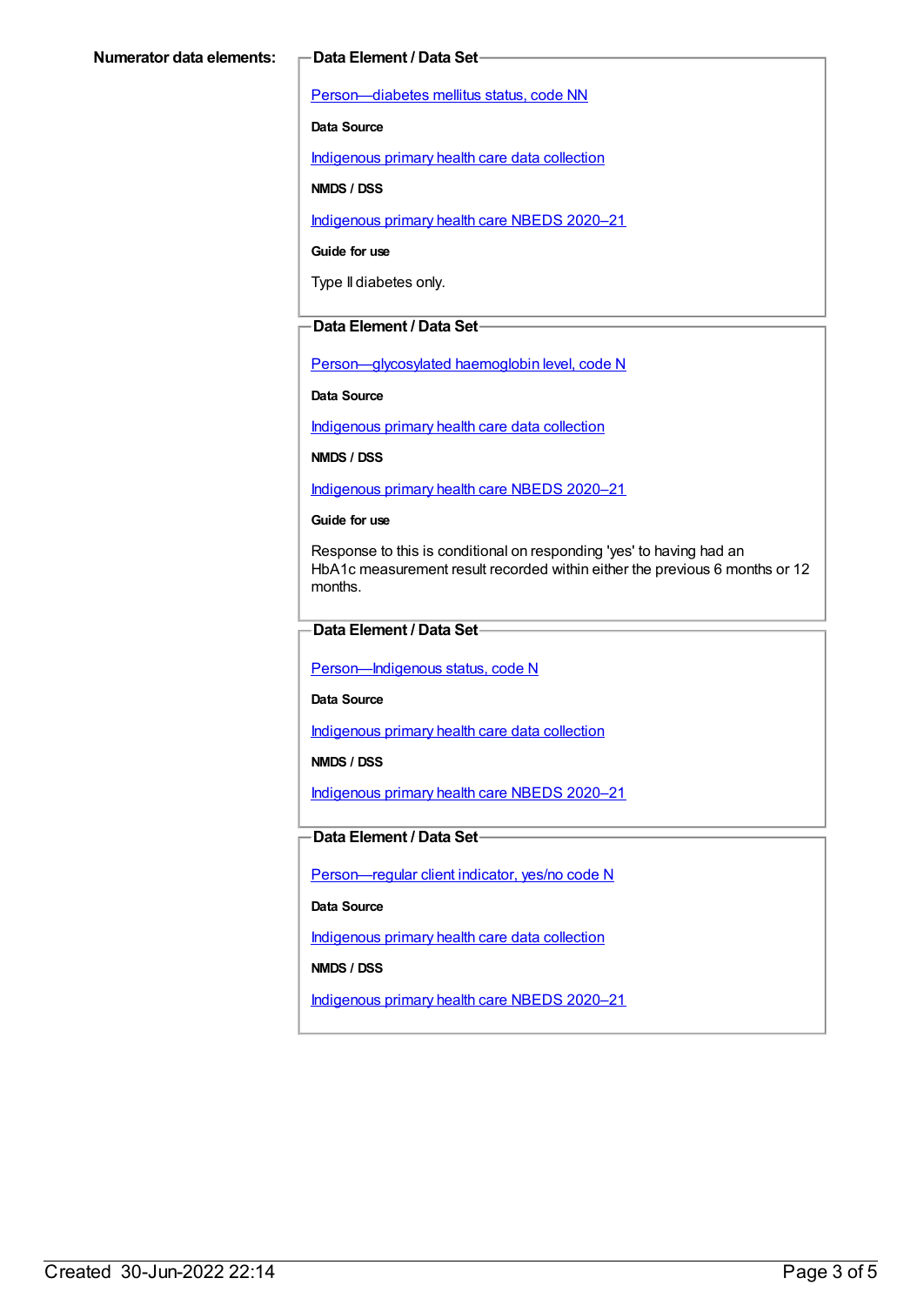**Numerator data elements:**

**Data Element / Data Set**

Person—diabetes mellitus status, code NN

**Data Source**

Indigenous primary health care data collection

**NMDS / DSS**

Indigenous primary health care NBEDS 2020–21

**Guide for use**

Type II diabetes only.

**Data Element / Data Set**

Person—glycosylated haemoglobin level, code N

**Data Source**

Indigenous primary health care data collection

**NMDS / DSS**

Indigenous primary health care NBEDS 2020–21

**Guide for use**

Response to this is conditional on responding 'yes' to having had an HbA1c measurement result recorded within either the previous 6 months or 12 months.

**Data Element / Data Set**

Person—Indigenous status, code N

**Data Source**

Indigenous primary health care data collection

**NMDS / DSS**

Indigenous primary health care NBEDS 2020–21

**Data Element / Data Set**

Person—regular client indicator, yes/no code N

**Data Source**

Indigenous primary health care data collection

**NMDS / DSS**

Indigenous primary health care NBEDS 2020–21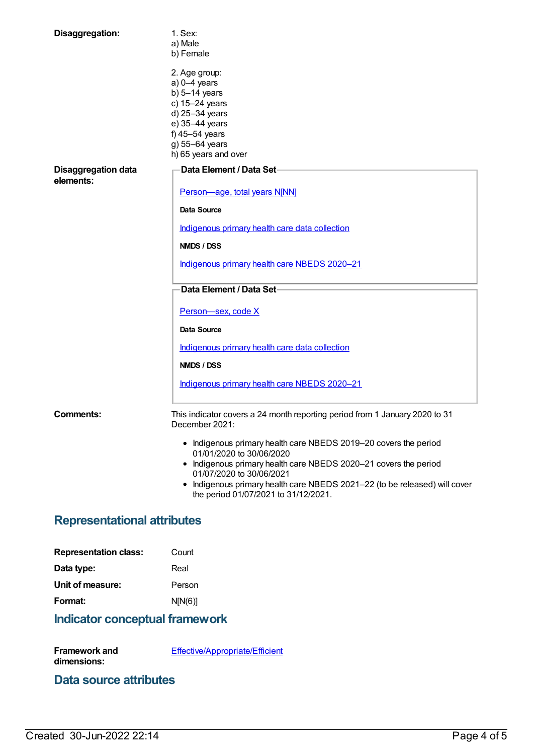**Disaggregation:**

1. Sex:
a) Male
b) Female

2. Age group:
a) 0–4 years
b) 5–14 years
c) 15–24 years
d) 25–34 years
e) 35–44 years
f) 45–54 years
g) 55–64 years
h) 65 years and over

**Disaggregation data elements:**

**Data Element / Data Set**

Person—age, total years N[NN]

**Data Source**

Indigenous primary health care data collection

**NMDS / DSS**

Indigenous primary health care NBEDS 2020–21

**Data Element / Data Set**

Person—sex, code X

**Data Source**

Indigenous primary health care data collection

**NMDS / DSS**

Indigenous primary health care NBEDS 2020–21

**Comments:**

This indicator covers a 24 month reporting period from 1 January 2020 to 31 December 2021:

- Indigenous primary health care NBEDS 2019–20 covers the period 01/01/2020 to 30/06/2020
- Indigenous primary health care NBEDS 2020–21 covers the period 01/07/2020 to 30/06/2021
- Indigenous primary health care NBEDS 2021–22 (to be released) will cover the period 01/07/2021 to 31/12/2021.

## Representational attributes

**Representation class:** Count

**Data type:** Real

**Unit of measure:** Person

**Format:** N[N(6)]

## Indicator conceptual framework

**Framework and dimensions:** Effective/Appropriate/Efficient

## Data source attributes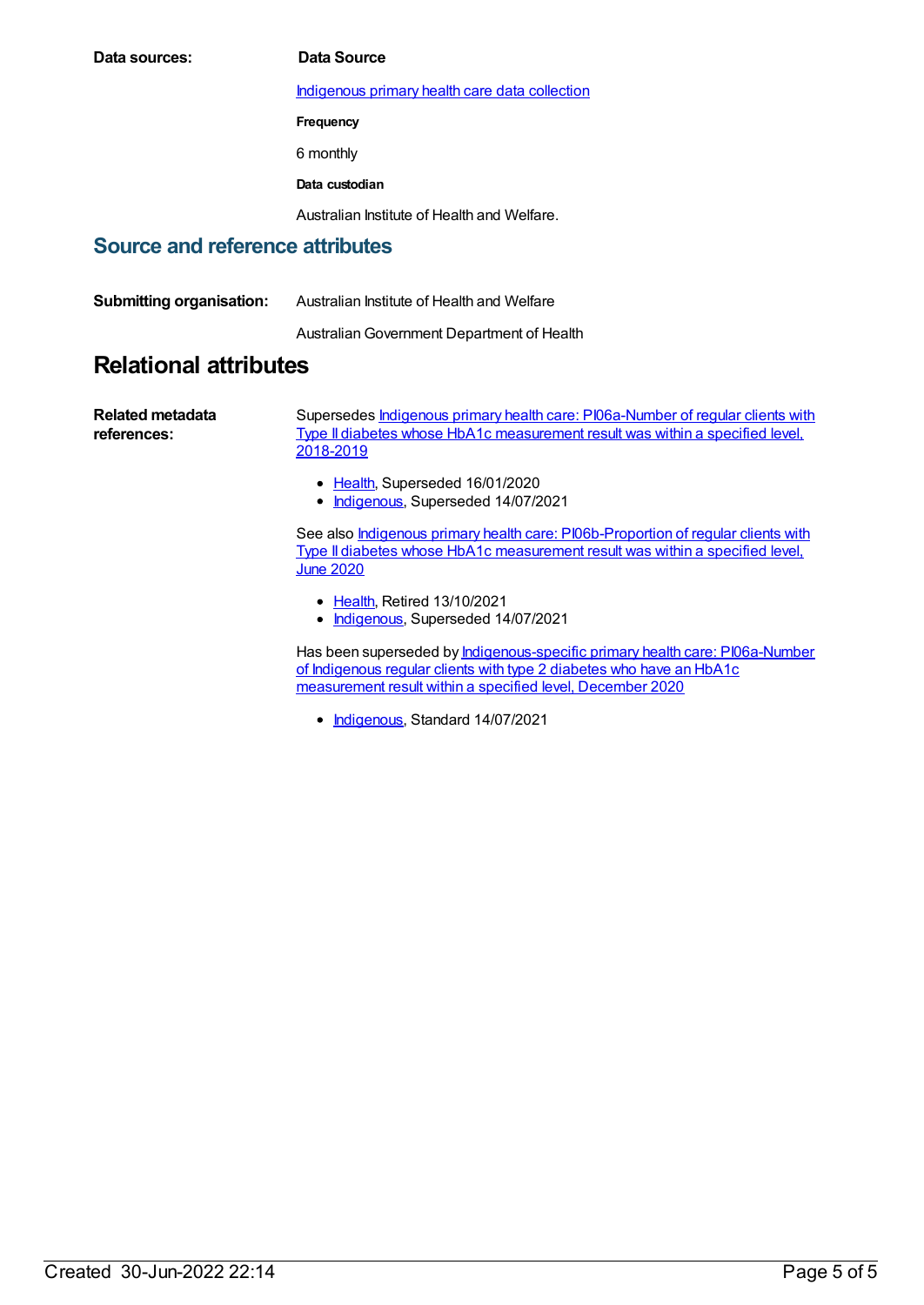**Data sources:**

**Data Source**

Indigenous primary health care data collection

**Frequency**

6 monthly

**Data custodian**

Australian Institute of Health and Welfare.

## Source and reference attributes

**Submitting organisation:**

Australian Institute of Health and Welfare

Australian Government Department of Health

# Relational attributes

**Related metadata references:**

Supersedes Indigenous primary health care: PI06a-Number of regular clients with Type II diabetes whose HbA1c measurement result was within a specified level, 2018-2019

- Health, Superseded 16/01/2020
- Indigenous, Superseded 14/07/2021

See also Indigenous primary health care: PI06b-Proportion of regular clients with Type II diabetes whose HbA1c measurement result was within a specified level, June 2020

- Health, Retired 13/10/2021
- Indigenous, Superseded 14/07/2021

Has been superseded by Indigenous-specific primary health care: PI06a-Number of Indigenous regular clients with type 2 diabetes who have an HbA1c measurement result within a specified level, December 2020

- Indigenous, Standard 14/07/2021